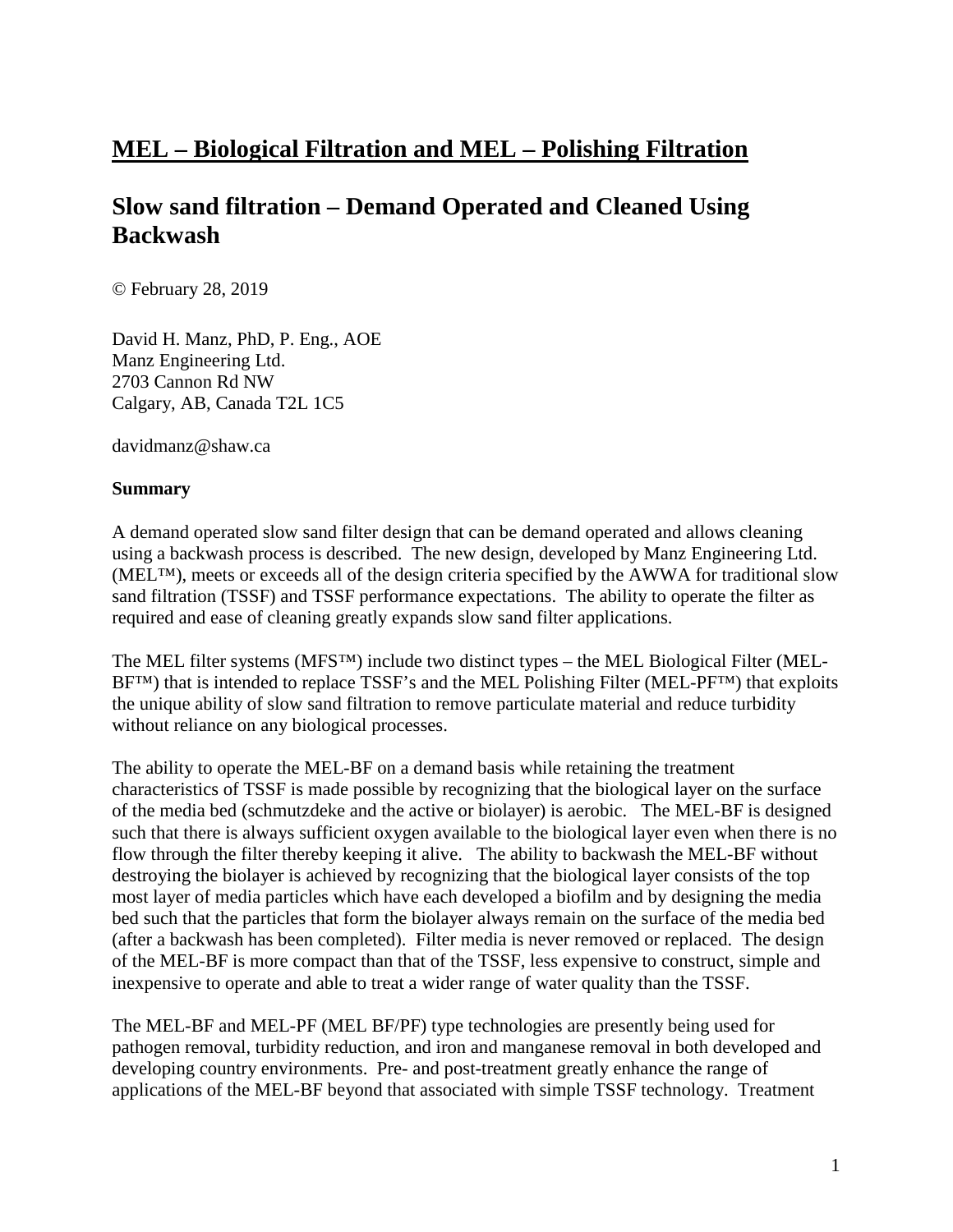# MEL – Biological Filtration and MEL – Polishing Filtration

## Slow sand filtration – Demand Operated and Cleaned Using Backwash

© February 28, 2019

David H. Manz, PhD, P. Eng., AOE
Manz Engineering Ltd.
2703 Cannon Rd NW
Calgary, AB, Canada T2L 1C5

davidmanz@shaw.ca

**Summary**

A demand operated slow sand filter design that can be demand operated and allows cleaning using a backwash process is described. The new design, developed by Manz Engineering Ltd. (MEL™), meets or exceeds all of the design criteria specified by the AWWA for traditional slow sand filtration (TSSF) and TSSF performance expectations. The ability to operate the filter as required and ease of cleaning greatly expands slow sand filter applications.

The MEL filter systems (MFS™) include two distinct types – the MEL Biological Filter (MEL-BF™) that is intended to replace TSSF's and the MEL Polishing Filter (MEL-PF™) that exploits the unique ability of slow sand filtration to remove particulate material and reduce turbidity without reliance on any biological processes.

The ability to operate the MEL-BF on a demand basis while retaining the treatment characteristics of TSSF is made possible by recognizing that the biological layer on the surface of the media bed (schmutzdeke and the active or biolayer) is aerobic. The MEL-BF is designed such that there is always sufficient oxygen available to the biological layer even when there is no flow through the filter thereby keeping it alive. The ability to backwash the MEL-BF without destroying the biolayer is achieved by recognizing that the biological layer consists of the top most layer of media particles which have each developed a biofilm and by designing the media bed such that the particles that form the biolayer always remain on the surface of the media bed (after a backwash has been completed). Filter media is never removed or replaced. The design of the MEL-BF is more compact than that of the TSSF, less expensive to construct, simple and inexpensive to operate and able to treat a wider range of water quality than the TSSF.

The MEL-BF and MEL-PF (MEL BF/PF) type technologies are presently being used for pathogen removal, turbidity reduction, and iron and manganese removal in both developed and developing country environments. Pre- and post-treatment greatly enhance the range of applications of the MEL-BF beyond that associated with simple TSSF technology. Treatment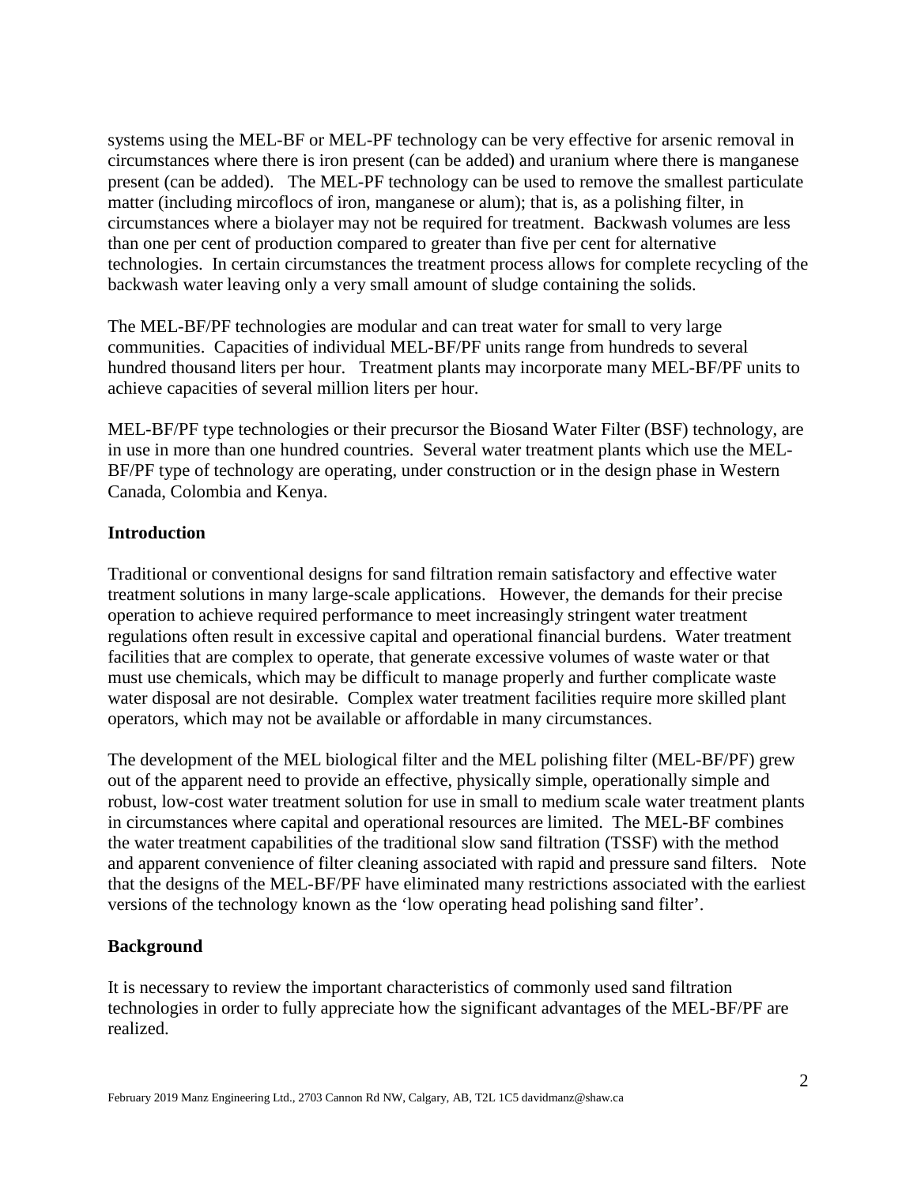systems using the MEL-BF or MEL-PF technology can be very effective for arsenic removal in circumstances where there is iron present (can be added) and uranium where there is manganese present (can be added). The MEL-PF technology can be used to remove the smallest particulate matter (including mircoflocs of iron, manganese or alum); that is, as a polishing filter, in circumstances where a biolayer may not be required for treatment. Backwash volumes are less than one per cent of production compared to greater than five per cent for alternative technologies. In certain circumstances the treatment process allows for complete recycling of the backwash water leaving only a very small amount of sludge containing the solids.

The MEL-BF/PF technologies are modular and can treat water for small to very large communities. Capacities of individual MEL-BF/PF units range from hundreds to several hundred thousand liters per hour. Treatment plants may incorporate many MEL-BF/PF units to achieve capacities of several million liters per hour.

MEL-BF/PF type technologies or their precursor the Biosand Water Filter (BSF) technology, are in use in more than one hundred countries. Several water treatment plants which use the MEL-BF/PF type of technology are operating, under construction or in the design phase in Western Canada, Colombia and Kenya.

## Introduction

Traditional or conventional designs for sand filtration remain satisfactory and effective water treatment solutions in many large-scale applications. However, the demands for their precise operation to achieve required performance to meet increasingly stringent water treatment regulations often result in excessive capital and operational financial burdens. Water treatment facilities that are complex to operate, that generate excessive volumes of waste water or that must use chemicals, which may be difficult to manage properly and further complicate waste water disposal are not desirable. Complex water treatment facilities require more skilled plant operators, which may not be available or affordable in many circumstances.

The development of the MEL biological filter and the MEL polishing filter (MEL-BF/PF) grew out of the apparent need to provide an effective, physically simple, operationally simple and robust, low-cost water treatment solution for use in small to medium scale water treatment plants in circumstances where capital and operational resources are limited. The MEL-BF combines the water treatment capabilities of the traditional slow sand filtration (TSSF) with the method and apparent convenience of filter cleaning associated with rapid and pressure sand filters. Note that the designs of the MEL-BF/PF have eliminated many restrictions associated with the earliest versions of the technology known as the 'low operating head polishing sand filter'.

## Background

It is necessary to review the important characteristics of commonly used sand filtration technologies in order to fully appreciate how the significant advantages of the MEL-BF/PF are realized.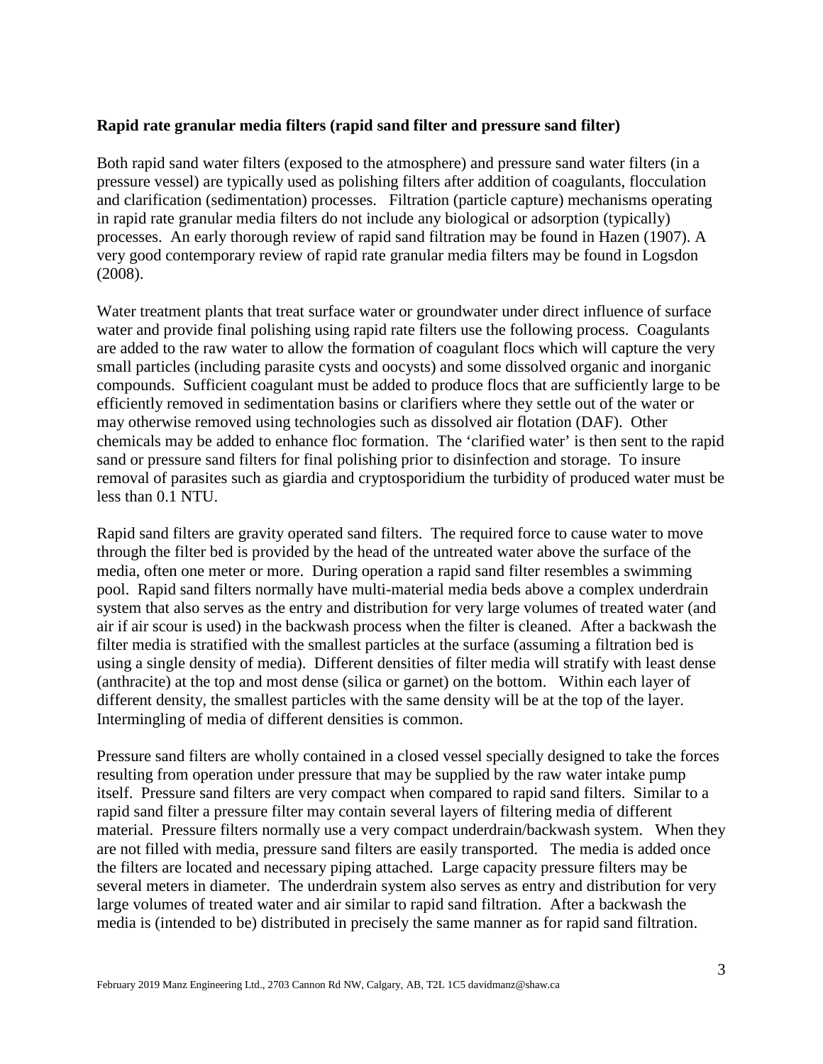**Rapid rate granular media filters (rapid sand filter and pressure sand filter)**

Both rapid sand water filters (exposed to the atmosphere) and pressure sand water filters (in a pressure vessel) are typically used as polishing filters after addition of coagulants, flocculation and clarification (sedimentation) processes. Filtration (particle capture) mechanisms operating in rapid rate granular media filters do not include any biological or adsorption (typically) processes. An early thorough review of rapid sand filtration may be found in Hazen (1907). A very good contemporary review of rapid rate granular media filters may be found in Logsdon (2008).

Water treatment plants that treat surface water or groundwater under direct influence of surface water and provide final polishing using rapid rate filters use the following process. Coagulants are added to the raw water to allow the formation of coagulant flocs which will capture the very small particles (including parasite cysts and oocysts) and some dissolved organic and inorganic compounds. Sufficient coagulant must be added to produce flocs that are sufficiently large to be efficiently removed in sedimentation basins or clarifiers where they settle out of the water or may otherwise removed using technologies such as dissolved air flotation (DAF). Other chemicals may be added to enhance floc formation. The 'clarified water' is then sent to the rapid sand or pressure sand filters for final polishing prior to disinfection and storage. To insure removal of parasites such as giardia and cryptosporidium the turbidity of produced water must be less than 0.1 NTU.

Rapid sand filters are gravity operated sand filters. The required force to cause water to move through the filter bed is provided by the head of the untreated water above the surface of the media, often one meter or more. During operation a rapid sand filter resembles a swimming pool. Rapid sand filters normally have multi-material media beds above a complex underdrain system that also serves as the entry and distribution for very large volumes of treated water (and air if air scour is used) in the backwash process when the filter is cleaned. After a backwash the filter media is stratified with the smallest particles at the surface (assuming a filtration bed is using a single density of media). Different densities of filter media will stratify with least dense (anthracite) at the top and most dense (silica or garnet) on the bottom. Within each layer of different density, the smallest particles with the same density will be at the top of the layer. Intermingling of media of different densities is common.

Pressure sand filters are wholly contained in a closed vessel specially designed to take the forces resulting from operation under pressure that may be supplied by the raw water intake pump itself. Pressure sand filters are very compact when compared to rapid sand filters. Similar to a rapid sand filter a pressure filter may contain several layers of filtering media of different material. Pressure filters normally use a very compact underdrain/backwash system. When they are not filled with media, pressure sand filters are easily transported. The media is added once the filters are located and necessary piping attached. Large capacity pressure filters may be several meters in diameter. The underdrain system also serves as entry and distribution for very large volumes of treated water and air similar to rapid sand filtration. After a backwash the media is (intended to be) distributed in precisely the same manner as for rapid sand filtration.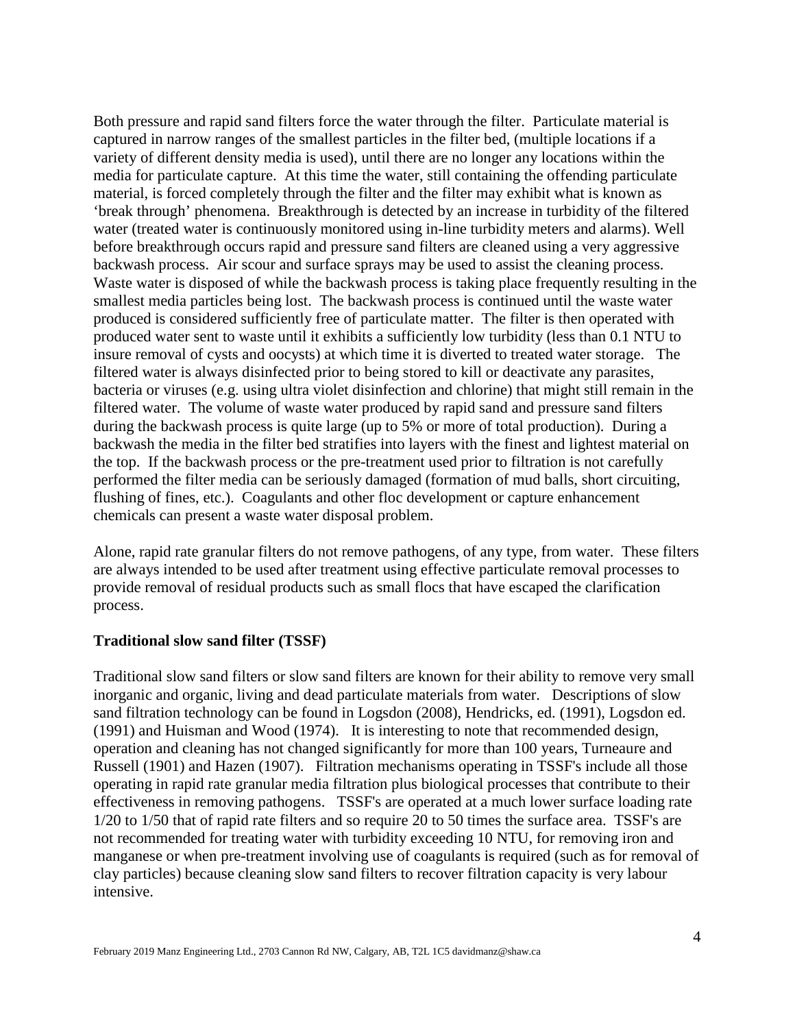Both pressure and rapid sand filters force the water through the filter. Particulate material is captured in narrow ranges of the smallest particles in the filter bed, (multiple locations if a variety of different density media is used), until there are no longer any locations within the media for particulate capture. At this time the water, still containing the offending particulate material, is forced completely through the filter and the filter may exhibit what is known as 'break through' phenomena. Breakthrough is detected by an increase in turbidity of the filtered water (treated water is continuously monitored using in-line turbidity meters and alarms). Well before breakthrough occurs rapid and pressure sand filters are cleaned using a very aggressive backwash process. Air scour and surface sprays may be used to assist the cleaning process. Waste water is disposed of while the backwash process is taking place frequently resulting in the smallest media particles being lost. The backwash process is continued until the waste water produced is considered sufficiently free of particulate matter. The filter is then operated with produced water sent to waste until it exhibits a sufficiently low turbidity (less than 0.1 NTU to insure removal of cysts and oocysts) at which time it is diverted to treated water storage. The filtered water is always disinfected prior to being stored to kill or deactivate any parasites, bacteria or viruses (e.g. using ultra violet disinfection and chlorine) that might still remain in the filtered water. The volume of waste water produced by rapid sand and pressure sand filters during the backwash process is quite large (up to 5% or more of total production). During a backwash the media in the filter bed stratifies into layers with the finest and lightest material on the top. If the backwash process or the pre-treatment used prior to filtration is not carefully performed the filter media can be seriously damaged (formation of mud balls, short circuiting, flushing of fines, etc.). Coagulants and other floc development or capture enhancement chemicals can present a waste water disposal problem.

Alone, rapid rate granular filters do not remove pathogens, of any type, from water. These filters are always intended to be used after treatment using effective particulate removal processes to provide removal of residual products such as small flocs that have escaped the clarification process.

**Traditional slow sand filter (TSSF)**

Traditional slow sand filters or slow sand filters are known for their ability to remove very small inorganic and organic, living and dead particulate materials from water. Descriptions of slow sand filtration technology can be found in Logsdon (2008), Hendricks, ed. (1991), Logsdon ed. (1991) and Huisman and Wood (1974). It is interesting to note that recommended design, operation and cleaning has not changed significantly for more than 100 years, Turneaure and Russell (1901) and Hazen (1907). Filtration mechanisms operating in TSSF's include all those operating in rapid rate granular media filtration plus biological processes that contribute to their effectiveness in removing pathogens. TSSF's are operated at a much lower surface loading rate 1/20 to 1/50 that of rapid rate filters and so require 20 to 50 times the surface area. TSSF's are not recommended for treating water with turbidity exceeding 10 NTU, for removing iron and manganese or when pre-treatment involving use of coagulants is required (such as for removal of clay particles) because cleaning slow sand filters to recover filtration capacity is very labour intensive.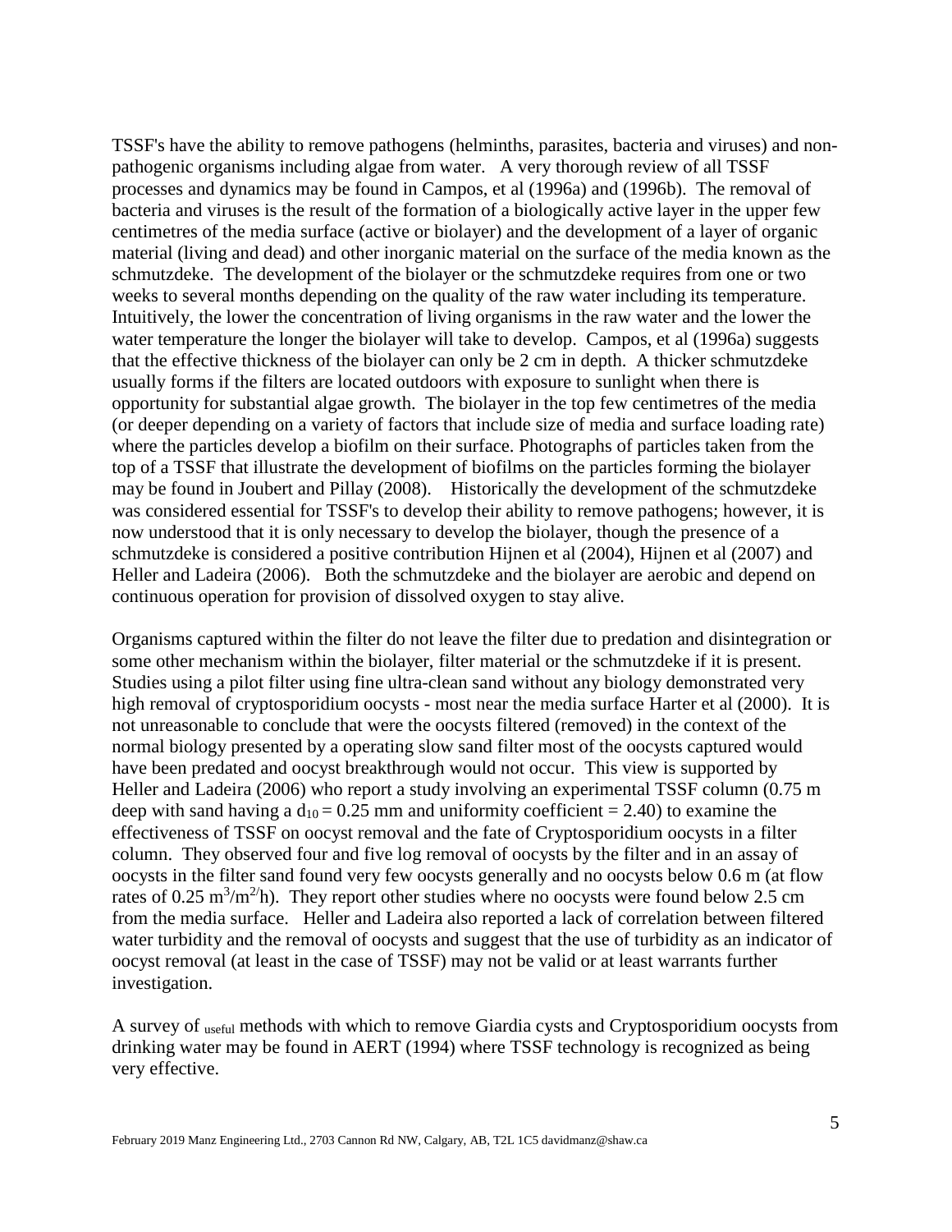TSSF's have the ability to remove pathogens (helminths, parasites, bacteria and viruses) and non-pathogenic organisms including algae from water. A very thorough review of all TSSF processes and dynamics may be found in Campos, et al (1996a) and (1996b). The removal of bacteria and viruses is the result of the formation of a biologically active layer in the upper few centimetres of the media surface (active or biolayer) and the development of a layer of organic material (living and dead) and other inorganic material on the surface of the media known as the schmutzdeke. The development of the biolayer or the schmutzdeke requires from one or two weeks to several months depending on the quality of the raw water including its temperature. Intuitively, the lower the concentration of living organisms in the raw water and the lower the water temperature the longer the biolayer will take to develop. Campos, et al (1996a) suggests that the effective thickness of the biolayer can only be 2 cm in depth. A thicker schmutzdeke usually forms if the filters are located outdoors with exposure to sunlight when there is opportunity for substantial algae growth. The biolayer in the top few centimetres of the media (or deeper depending on a variety of factors that include size of media and surface loading rate) where the particles develop a biofilm on their surface. Photographs of particles taken from the top of a TSSF that illustrate the development of biofilms on the particles forming the biolayer may be found in Joubert and Pillay (2008). Historically the development of the schmutzdeke was considered essential for TSSF's to develop their ability to remove pathogens; however, it is now understood that it is only necessary to develop the biolayer, though the presence of a schmutzdeke is considered a positive contribution Hijnen et al (2004), Hijnen et al (2007) and Heller and Ladeira (2006). Both the schmutzdeke and the biolayer are aerobic and depend on continuous operation for provision of dissolved oxygen to stay alive.

Organisms captured within the filter do not leave the filter due to predation and disintegration or some other mechanism within the biolayer, filter material or the schmutzdeke if it is present. Studies using a pilot filter using fine ultra-clean sand without any biology demonstrated very high removal of cryptosporidium oocysts - most near the media surface Harter et al (2000). It is not unreasonable to conclude that were the oocysts filtered (removed) in the context of the normal biology presented by a operating slow sand filter most of the oocysts captured would have been predated and oocyst breakthrough would not occur. This view is supported by Heller and Ladeira (2006) who report a study involving an experimental TSSF column (0.75 m deep with sand having a $d_{10} = 0.25$ mm and uniformity coefficient = 2.40) to examine the effectiveness of TSSF on oocyst removal and the fate of Cryptosporidium oocysts in a filter column. They observed four and five log removal of oocysts by the filter and in an assay of oocysts in the filter sand found very few oocysts generally and no oocysts below 0.6 m (at flow rates of $0.25\ m^3/m^2/h$). They report other studies where no oocysts were found below 2.5 cm from the media surface. Heller and Ladeira also reported a lack of correlation between filtered water turbidity and the removal of oocysts and suggest that the use of turbidity as an indicator of oocyst removal (at least in the case of TSSF) may not be valid or at least warrants further investigation.

A survey of useful methods with which to remove Giardia cysts and Cryptosporidium oocysts from drinking water may be found in AERT (1994) where TSSF technology is recognized as being very effective.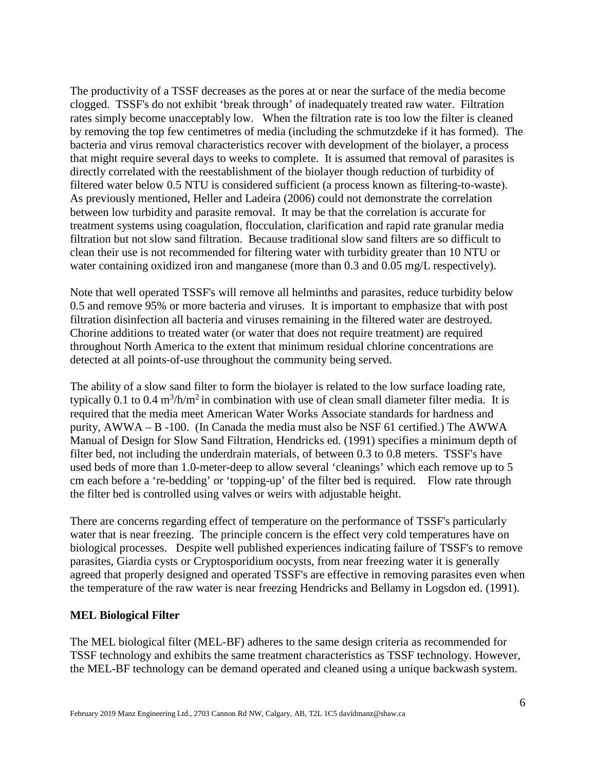The productivity of a TSSF decreases as the pores at or near the surface of the media become clogged. TSSF's do not exhibit 'break through' of inadequately treated raw water. Filtration rates simply become unacceptably low. When the filtration rate is too low the filter is cleaned by removing the top few centimetres of media (including the schmutzdeke if it has formed). The bacteria and virus removal characteristics recover with development of the biolayer, a process that might require several days to weeks to complete. It is assumed that removal of parasites is directly correlated with the reestablishment of the biolayer though reduction of turbidity of filtered water below 0.5 NTU is considered sufficient (a process known as filtering-to-waste). As previously mentioned, Heller and Ladeira (2006) could not demonstrate the correlation between low turbidity and parasite removal. It may be that the correlation is accurate for treatment systems using coagulation, flocculation, clarification and rapid rate granular media filtration but not slow sand filtration. Because traditional slow sand filters are so difficult to clean their use is not recommended for filtering water with turbidity greater than 10 NTU or water containing oxidized iron and manganese (more than 0.3 and 0.05 mg/L respectively).

Note that well operated TSSF's will remove all helminths and parasites, reduce turbidity below 0.5 and remove 95% or more bacteria and viruses. It is important to emphasize that with post filtration disinfection all bacteria and viruses remaining in the filtered water are destroyed. Chorine additions to treated water (or water that does not require treatment) are required throughout North America to the extent that minimum residual chlorine concentrations are detected at all points-of-use throughout the community being served.

The ability of a slow sand filter to form the biolayer is related to the low surface loading rate, typically 0.1 to 0.4 $m^3/h/m^2$ in combination with use of clean small diameter filter media. It is required that the media meet American Water Works Associate standards for hardness and purity, AWWA – B -100. (In Canada the media must also be NSF 61 certified.) The AWWA Manual of Design for Slow Sand Filtration, Hendricks ed. (1991) specifies a minimum depth of filter bed, not including the underdrain materials, of between 0.3 to 0.8 meters. TSSF's have used beds of more than 1.0-meter-deep to allow several 'cleanings' which each remove up to 5 cm each before a 're-bedding' or 'topping-up' of the filter bed is required. Flow rate through the filter bed is controlled using valves or weirs with adjustable height.

There are concerns regarding effect of temperature on the performance of TSSF's particularly water that is near freezing. The principle concern is the effect very cold temperatures have on biological processes. Despite well published experiences indicating failure of TSSF's to remove parasites, Giardia cysts or Cryptosporidium oocysts, from near freezing water it is generally agreed that properly designed and operated TSSF's are effective in removing parasites even when the temperature of the raw water is near freezing Hendricks and Bellamy in Logsdon ed. (1991).

## MEL Biological Filter

The MEL biological filter (MEL-BF) adheres to the same design criteria as recommended for TSSF technology and exhibits the same treatment characteristics as TSSF technology. However, the MEL-BF technology can be demand operated and cleaned using a unique backwash system.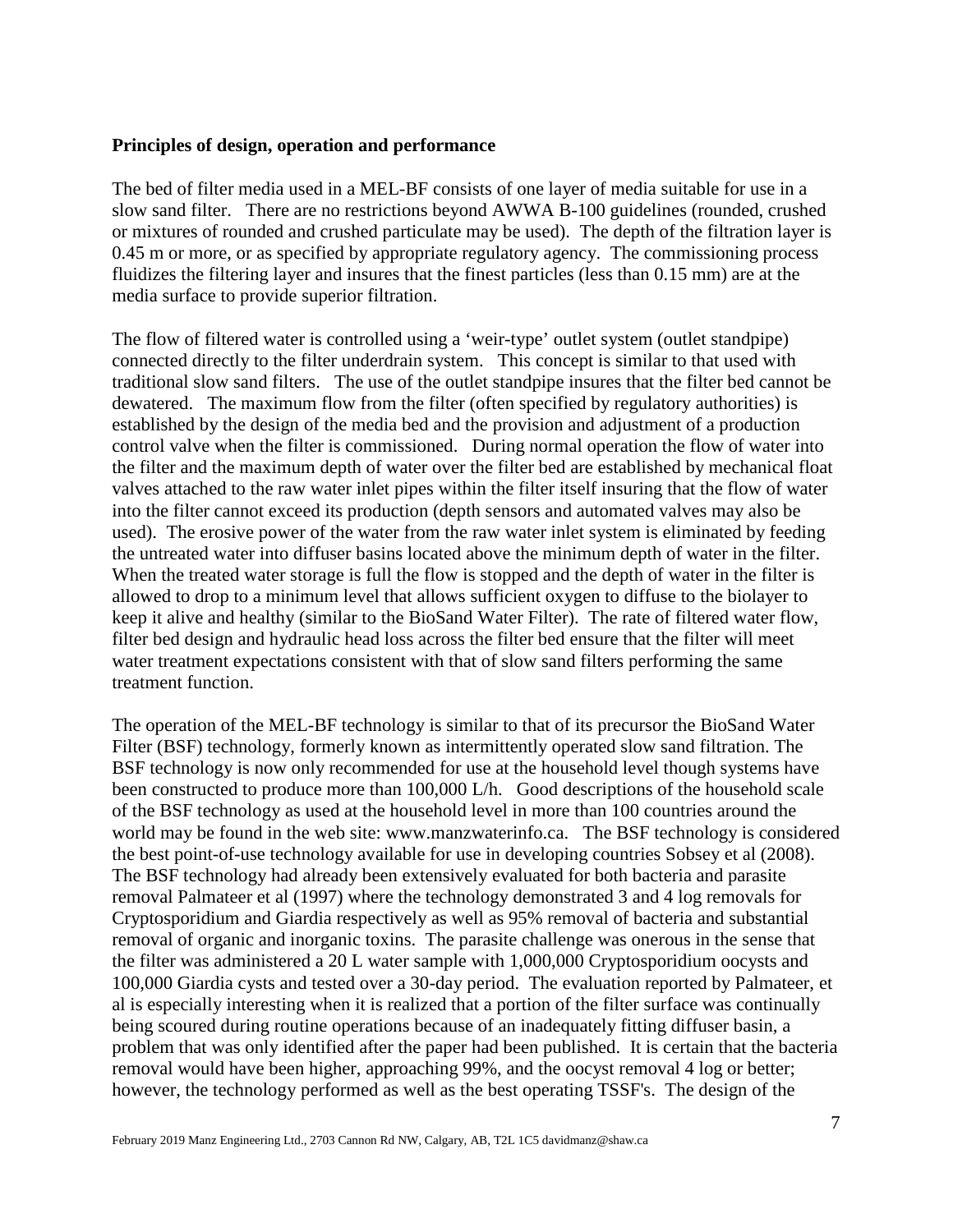**Principles of design, operation and performance**

The bed of filter media used in a MEL-BF consists of one layer of media suitable for use in a slow sand filter. There are no restrictions beyond AWWA B-100 guidelines (rounded, crushed or mixtures of rounded and crushed particulate may be used). The depth of the filtration layer is 0.45 m or more, or as specified by appropriate regulatory agency. The commissioning process fluidizes the filtering layer and insures that the finest particles (less than 0.15 mm) are at the media surface to provide superior filtration.

The flow of filtered water is controlled using a 'weir-type' outlet system (outlet standpipe) connected directly to the filter underdrain system. This concept is similar to that used with traditional slow sand filters. The use of the outlet standpipe insures that the filter bed cannot be dewatered. The maximum flow from the filter (often specified by regulatory authorities) is established by the design of the media bed and the provision and adjustment of a production control valve when the filter is commissioned. During normal operation the flow of water into the filter and the maximum depth of water over the filter bed are established by mechanical float valves attached to the raw water inlet pipes within the filter itself insuring that the flow of water into the filter cannot exceed its production (depth sensors and automated valves may also be used). The erosive power of the water from the raw water inlet system is eliminated by feeding the untreated water into diffuser basins located above the minimum depth of water in the filter. When the treated water storage is full the flow is stopped and the depth of water in the filter is allowed to drop to a minimum level that allows sufficient oxygen to diffuse to the biolayer to keep it alive and healthy (similar to the BioSand Water Filter). The rate of filtered water flow, filter bed design and hydraulic head loss across the filter bed ensure that the filter will meet water treatment expectations consistent with that of slow sand filters performing the same treatment function.

The operation of the MEL-BF technology is similar to that of its precursor the BioSand Water Filter (BSF) technology, formerly known as intermittently operated slow sand filtration. The BSF technology is now only recommended for use at the household level though systems have been constructed to produce more than 100,000 L/h. Good descriptions of the household scale of the BSF technology as used at the household level in more than 100 countries around the world may be found in the web site: www.manzwaterinfo.ca. The BSF technology is considered the best point-of-use technology available for use in developing countries Sobsey et al (2008). The BSF technology had already been extensively evaluated for both bacteria and parasite removal Palmateer et al (1997) where the technology demonstrated 3 and 4 log removals for Cryptosporidium and Giardia respectively as well as 95% removal of bacteria and substantial removal of organic and inorganic toxins. The parasite challenge was onerous in the sense that the filter was administered a 20 L water sample with 1,000,000 Cryptosporidium oocysts and 100,000 Giardia cysts and tested over a 30-day period. The evaluation reported by Palmateer, et al is especially interesting when it is realized that a portion of the filter surface was continually being scoured during routine operations because of an inadequately fitting diffuser basin, a problem that was only identified after the paper had been published. It is certain that the bacteria removal would have been higher, approaching 99%, and the oocyst removal 4 log or better; however, the technology performed as well as the best operating TSSF's. The design of the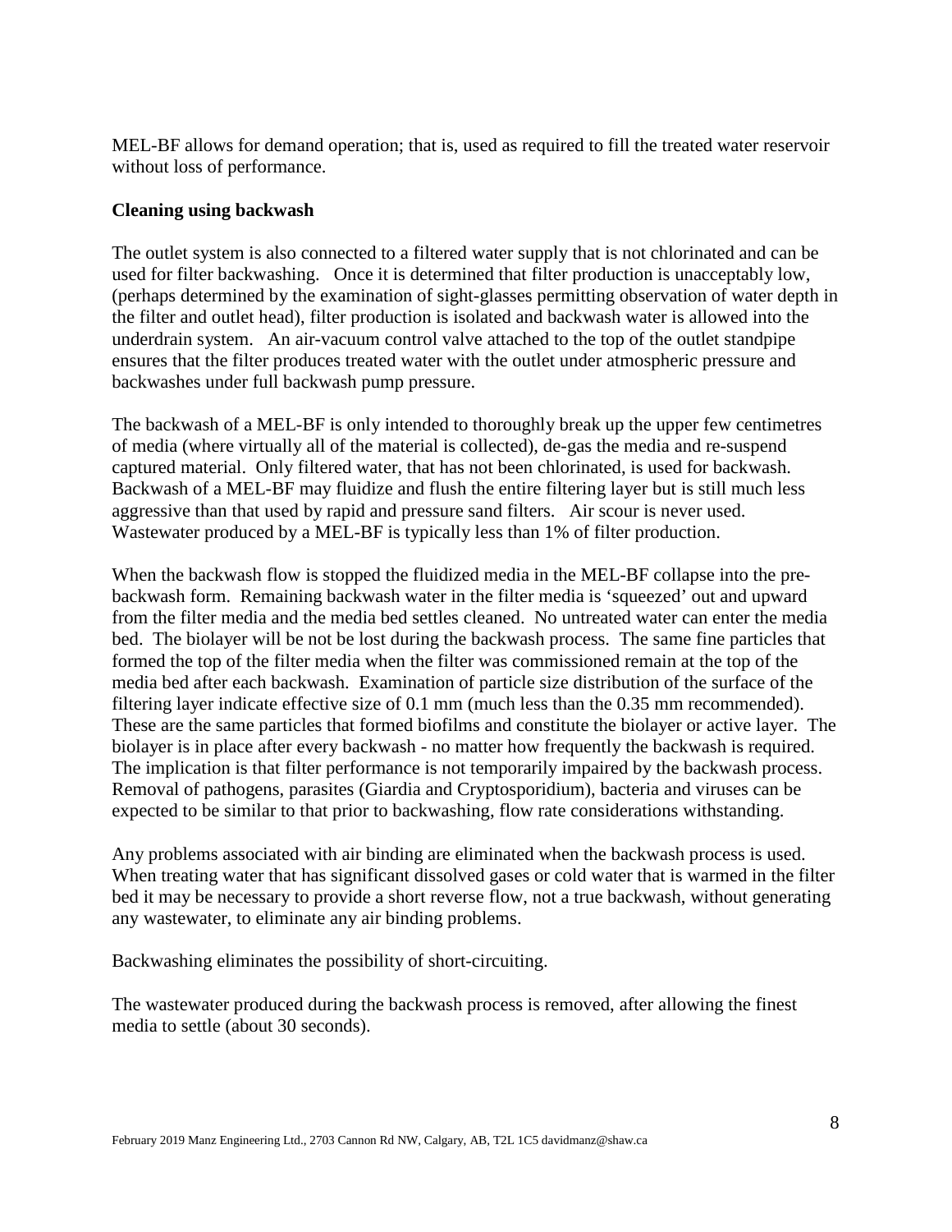MEL-BF allows for demand operation; that is, used as required to fill the treated water reservoir without loss of performance.

**Cleaning using backwash**

The outlet system is also connected to a filtered water supply that is not chlorinated and can be used for filter backwashing. Once it is determined that filter production is unacceptably low, (perhaps determined by the examination of sight-glasses permitting observation of water depth in the filter and outlet head), filter production is isolated and backwash water is allowed into the underdrain system. An air-vacuum control valve attached to the top of the outlet standpipe ensures that the filter produces treated water with the outlet under atmospheric pressure and backwashes under full backwash pump pressure.

The backwash of a MEL-BF is only intended to thoroughly break up the upper few centimetres of media (where virtually all of the material is collected), de-gas the media and re-suspend captured material. Only filtered water, that has not been chlorinated, is used for backwash. Backwash of a MEL-BF may fluidize and flush the entire filtering layer but is still much less aggressive than that used by rapid and pressure sand filters. Air scour is never used. Wastewater produced by a MEL-BF is typically less than 1% of filter production.

When the backwash flow is stopped the fluidized media in the MEL-BF collapse into the pre-backwash form. Remaining backwash water in the filter media is 'squeezed' out and upward from the filter media and the media bed settles cleaned. No untreated water can enter the media bed. The biolayer will be not be lost during the backwash process. The same fine particles that formed the top of the filter media when the filter was commissioned remain at the top of the media bed after each backwash. Examination of particle size distribution of the surface of the filtering layer indicate effective size of 0.1 mm (much less than the 0.35 mm recommended). These are the same particles that formed biofilms and constitute the biolayer or active layer. The biolayer is in place after every backwash - no matter how frequently the backwash is required. The implication is that filter performance is not temporarily impaired by the backwash process. Removal of pathogens, parasites (Giardia and Cryptosporidium), bacteria and viruses can be expected to be similar to that prior to backwashing, flow rate considerations withstanding.

Any problems associated with air binding are eliminated when the backwash process is used. When treating water that has significant dissolved gases or cold water that is warmed in the filter bed it may be necessary to provide a short reverse flow, not a true backwash, without generating any wastewater, to eliminate any air binding problems.

Backwashing eliminates the possibility of short-circuiting.

The wastewater produced during the backwash process is removed, after allowing the finest media to settle (about 30 seconds).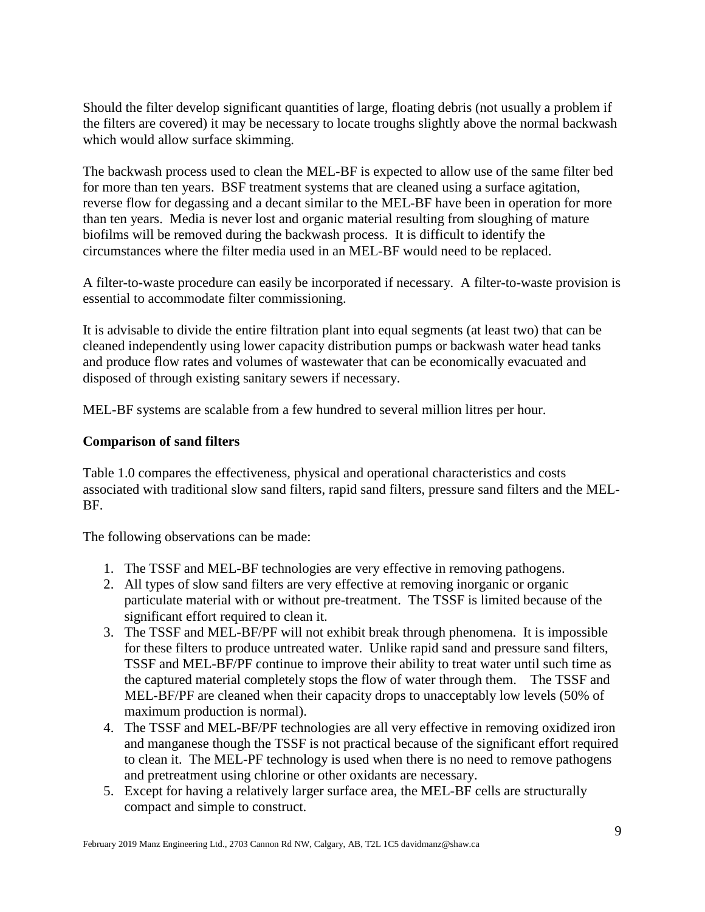Should the filter develop significant quantities of large, floating debris (not usually a problem if the filters are covered) it may be necessary to locate troughs slightly above the normal backwash which would allow surface skimming.

The backwash process used to clean the MEL-BF is expected to allow use of the same filter bed for more than ten years. BSF treatment systems that are cleaned using a surface agitation, reverse flow for degassing and a decant similar to the MEL-BF have been in operation for more than ten years. Media is never lost and organic material resulting from sloughing of mature biofilms will be removed during the backwash process. It is difficult to identify the circumstances where the filter media used in an MEL-BF would need to be replaced.

A filter-to-waste procedure can easily be incorporated if necessary. A filter-to-waste provision is essential to accommodate filter commissioning.

It is advisable to divide the entire filtration plant into equal segments (at least two) that can be cleaned independently using lower capacity distribution pumps or backwash water head tanks and produce flow rates and volumes of wastewater that can be economically evacuated and disposed of through existing sanitary sewers if necessary.

MEL-BF systems are scalable from a few hundred to several million litres per hour.

**Comparison of sand filters**

Table 1.0 compares the effectiveness, physical and operational characteristics and costs associated with traditional slow sand filters, rapid sand filters, pressure sand filters and the MEL-BF.

The following observations can be made:

1. The TSSF and MEL-BF technologies are very effective in removing pathogens.
2. All types of slow sand filters are very effective at removing inorganic or organic particulate material with or without pre-treatment. The TSSF is limited because of the significant effort required to clean it.
3. The TSSF and MEL-BF/PF will not exhibit break through phenomena. It is impossible for these filters to produce untreated water. Unlike rapid sand and pressure sand filters, TSSF and MEL-BF/PF continue to improve their ability to treat water until such time as the captured material completely stops the flow of water through them. The TSSF and MEL-BF/PF are cleaned when their capacity drops to unacceptably low levels (50% of maximum production is normal).
4. The TSSF and MEL-BF/PF technologies are all very effective in removing oxidized iron and manganese though the TSSF is not practical because of the significant effort required to clean it. The MEL-PF technology is used when there is no need to remove pathogens and pretreatment using chlorine or other oxidants are necessary.
5. Except for having a relatively larger surface area, the MEL-BF cells are structurally compact and simple to construct.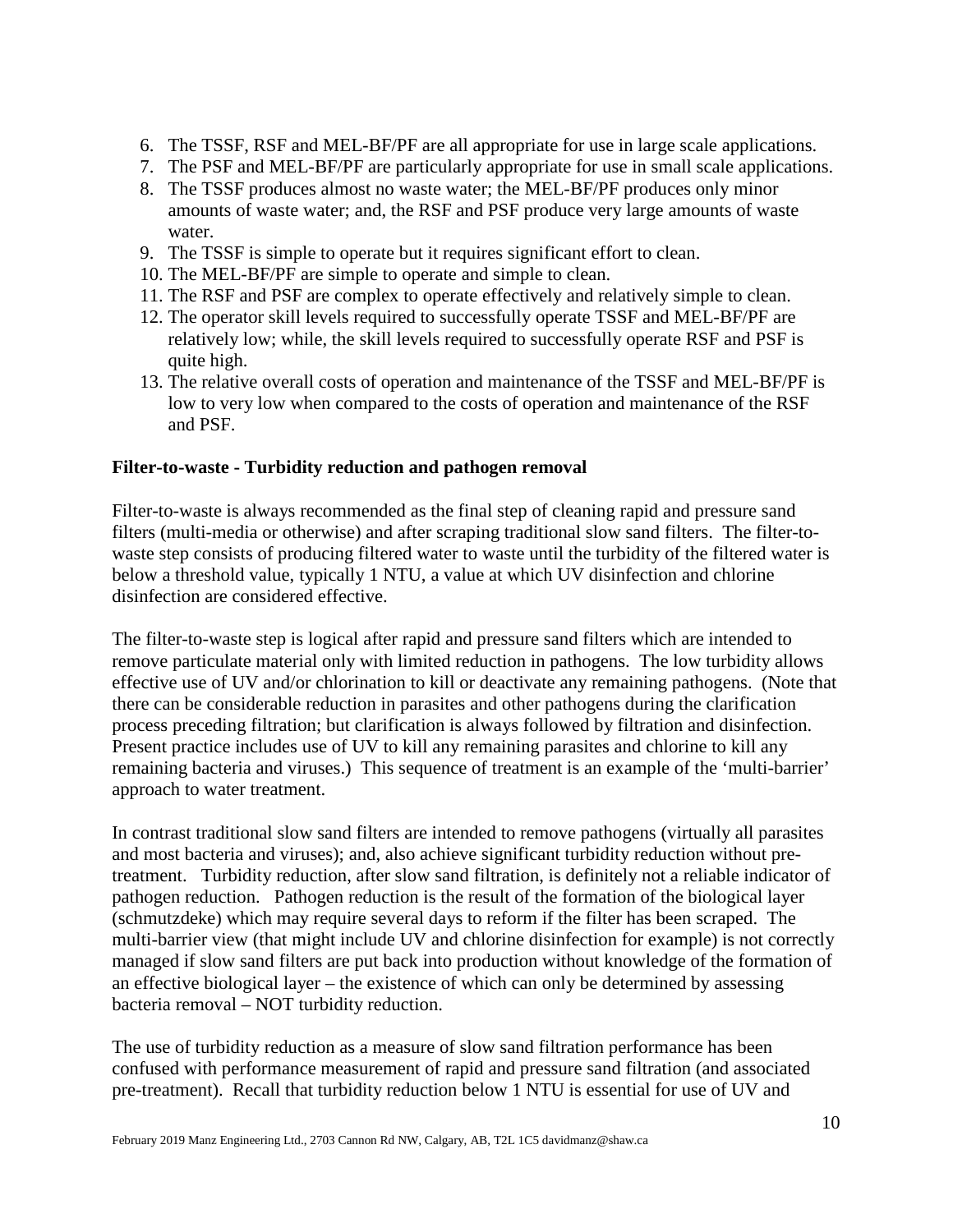6. The TSSF, RSF and MEL-BF/PF are all appropriate for use in large scale applications.
7. The PSF and MEL-BF/PF are particularly appropriate for use in small scale applications.
8. The TSSF produces almost no waste water; the MEL-BF/PF produces only minor amounts of waste water; and, the RSF and PSF produce very large amounts of waste water.
9. The TSSF is simple to operate but it requires significant effort to clean.
10. The MEL-BF/PF are simple to operate and simple to clean.
11. The RSF and PSF are complex to operate effectively and relatively simple to clean.
12. The operator skill levels required to successfully operate TSSF and MEL-BF/PF are relatively low; while, the skill levels required to successfully operate RSF and PSF is quite high.
13. The relative overall costs of operation and maintenance of the TSSF and MEL-BF/PF is low to very low when compared to the costs of operation and maintenance of the RSF and PSF.

**Filter-to-waste - Turbidity reduction and pathogen removal**

Filter-to-waste is always recommended as the final step of cleaning rapid and pressure sand filters (multi-media or otherwise) and after scraping traditional slow sand filters. The filter-to-waste step consists of producing filtered water to waste until the turbidity of the filtered water is below a threshold value, typically 1 NTU, a value at which UV disinfection and chlorine disinfection are considered effective.

The filter-to-waste step is logical after rapid and pressure sand filters which are intended to remove particulate material only with limited reduction in pathogens. The low turbidity allows effective use of UV and/or chlorination to kill or deactivate any remaining pathogens. (Note that there can be considerable reduction in parasites and other pathogens during the clarification process preceding filtration; but clarification is always followed by filtration and disinfection. Present practice includes use of UV to kill any remaining parasites and chlorine to kill any remaining bacteria and viruses.) This sequence of treatment is an example of the 'multi-barrier' approach to water treatment.

In contrast traditional slow sand filters are intended to remove pathogens (virtually all parasites and most bacteria and viruses); and, also achieve significant turbidity reduction without pre-treatment. Turbidity reduction, after slow sand filtration, is definitely not a reliable indicator of pathogen reduction. Pathogen reduction is the result of the formation of the biological layer (schmutzdeke) which may require several days to reform if the filter has been scraped. The multi-barrier view (that might include UV and chlorine disinfection for example) is not correctly managed if slow sand filters are put back into production without knowledge of the formation of an effective biological layer – the existence of which can only be determined by assessing bacteria removal – NOT turbidity reduction.

The use of turbidity reduction as a measure of slow sand filtration performance has been confused with performance measurement of rapid and pressure sand filtration (and associated pre-treatment). Recall that turbidity reduction below 1 NTU is essential for use of UV and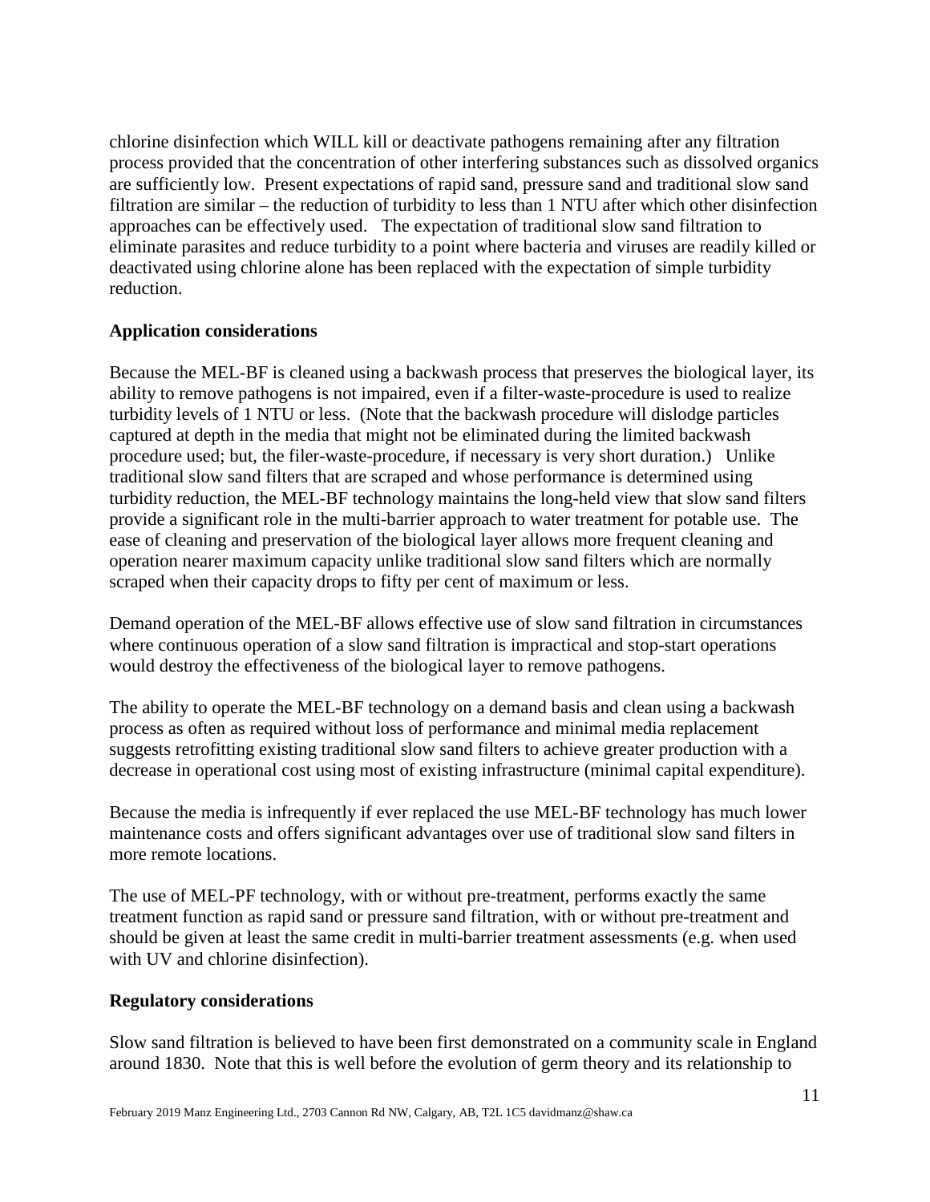chlorine disinfection which WILL kill or deactivate pathogens remaining after any filtration process provided that the concentration of other interfering substances such as dissolved organics are sufficiently low. Present expectations of rapid sand, pressure sand and traditional slow sand filtration are similar – the reduction of turbidity to less than 1 NTU after which other disinfection approaches can be effectively used. The expectation of traditional slow sand filtration to eliminate parasites and reduce turbidity to a point where bacteria and viruses are readily killed or deactivated using chlorine alone has been replaced with the expectation of simple turbidity reduction.

**Application considerations**

Because the MEL-BF is cleaned using a backwash process that preserves the biological layer, its ability to remove pathogens is not impaired, even if a filter-waste-procedure is used to realize turbidity levels of 1 NTU or less. (Note that the backwash procedure will dislodge particles captured at depth in the media that might not be eliminated during the limited backwash procedure used; but, the filer-waste-procedure, if necessary is very short duration.) Unlike traditional slow sand filters that are scraped and whose performance is determined using turbidity reduction, the MEL-BF technology maintains the long-held view that slow sand filters provide a significant role in the multi-barrier approach to water treatment for potable use. The ease of cleaning and preservation of the biological layer allows more frequent cleaning and operation nearer maximum capacity unlike traditional slow sand filters which are normally scraped when their capacity drops to fifty per cent of maximum or less.

Demand operation of the MEL-BF allows effective use of slow sand filtration in circumstances where continuous operation of a slow sand filtration is impractical and stop-start operations would destroy the effectiveness of the biological layer to remove pathogens.

The ability to operate the MEL-BF technology on a demand basis and clean using a backwash process as often as required without loss of performance and minimal media replacement suggests retrofitting existing traditional slow sand filters to achieve greater production with a decrease in operational cost using most of existing infrastructure (minimal capital expenditure).

Because the media is infrequently if ever replaced the use MEL-BF technology has much lower maintenance costs and offers significant advantages over use of traditional slow sand filters in more remote locations.

The use of MEL-PF technology, with or without pre-treatment, performs exactly the same treatment function as rapid sand or pressure sand filtration, with or without pre-treatment and should be given at least the same credit in multi-barrier treatment assessments (e.g. when used with UV and chlorine disinfection).

**Regulatory considerations**

Slow sand filtration is believed to have been first demonstrated on a community scale in England around 1830. Note that this is well before the evolution of germ theory and its relationship to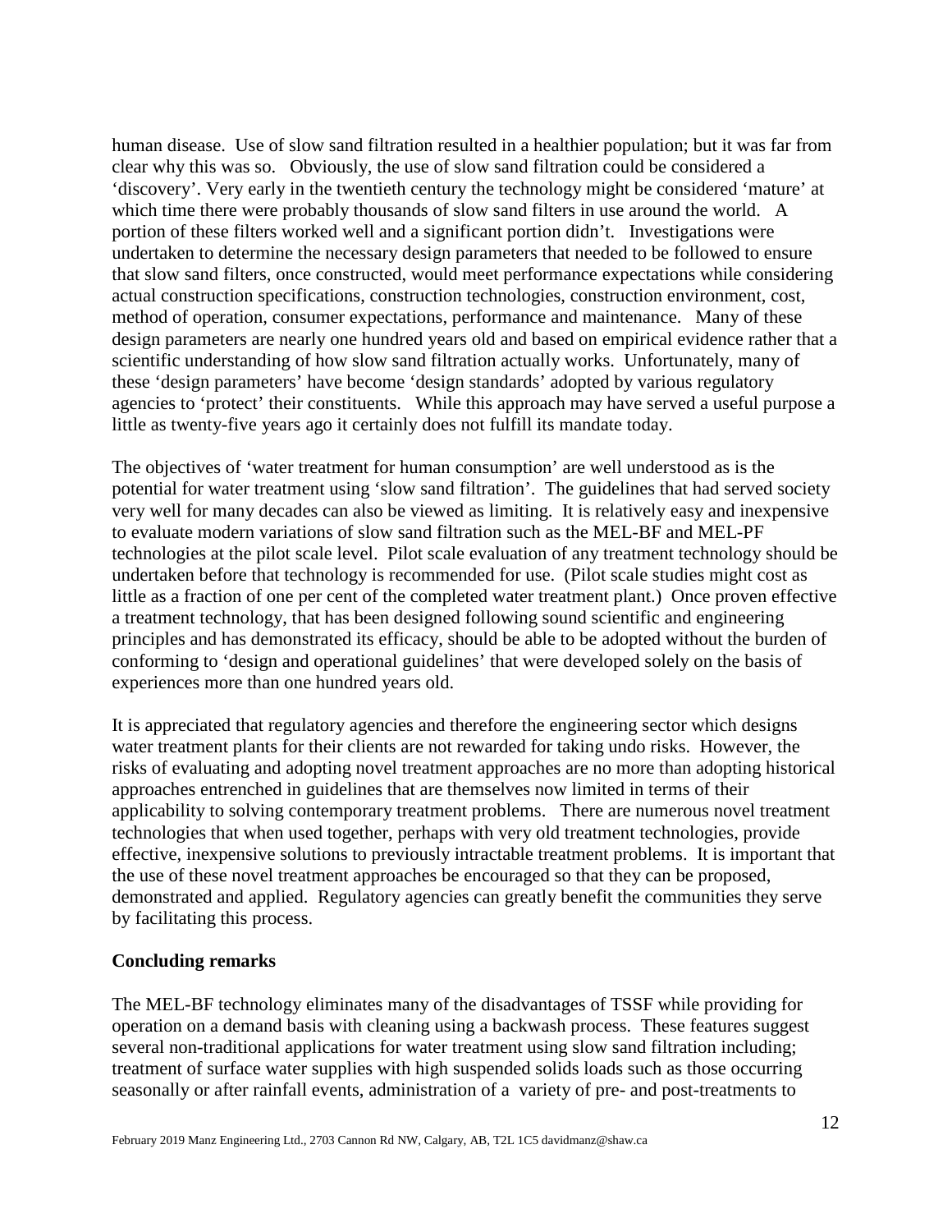human disease. Use of slow sand filtration resulted in a healthier population; but it was far from clear why this was so. Obviously, the use of slow sand filtration could be considered a 'discovery'. Very early in the twentieth century the technology might be considered 'mature' at which time there were probably thousands of slow sand filters in use around the world. A portion of these filters worked well and a significant portion didn't. Investigations were undertaken to determine the necessary design parameters that needed to be followed to ensure that slow sand filters, once constructed, would meet performance expectations while considering actual construction specifications, construction technologies, construction environment, cost, method of operation, consumer expectations, performance and maintenance. Many of these design parameters are nearly one hundred years old and based on empirical evidence rather that a scientific understanding of how slow sand filtration actually works. Unfortunately, many of these 'design parameters' have become 'design standards' adopted by various regulatory agencies to 'protect' their constituents. While this approach may have served a useful purpose a little as twenty-five years ago it certainly does not fulfill its mandate today.

The objectives of 'water treatment for human consumption' are well understood as is the potential for water treatment using 'slow sand filtration'. The guidelines that had served society very well for many decades can also be viewed as limiting. It is relatively easy and inexpensive to evaluate modern variations of slow sand filtration such as the MEL-BF and MEL-PF technologies at the pilot scale level. Pilot scale evaluation of any treatment technology should be undertaken before that technology is recommended for use. (Pilot scale studies might cost as little as a fraction of one per cent of the completed water treatment plant.) Once proven effective a treatment technology, that has been designed following sound scientific and engineering principles and has demonstrated its efficacy, should be able to be adopted without the burden of conforming to 'design and operational guidelines' that were developed solely on the basis of experiences more than one hundred years old.

It is appreciated that regulatory agencies and therefore the engineering sector which designs water treatment plants for their clients are not rewarded for taking undo risks. However, the risks of evaluating and adopting novel treatment approaches are no more than adopting historical approaches entrenched in guidelines that are themselves now limited in terms of their applicability to solving contemporary treatment problems. There are numerous novel treatment technologies that when used together, perhaps with very old treatment technologies, provide effective, inexpensive solutions to previously intractable treatment problems. It is important that the use of these novel treatment approaches be encouraged so that they can be proposed, demonstrated and applied. Regulatory agencies can greatly benefit the communities they serve by facilitating this process.

**Concluding remarks**

The MEL-BF technology eliminates many of the disadvantages of TSSF while providing for operation on a demand basis with cleaning using a backwash process. These features suggest several non-traditional applications for water treatment using slow sand filtration including; treatment of surface water supplies with high suspended solids loads such as those occurring seasonally or after rainfall events, administration of a variety of pre- and post-treatments to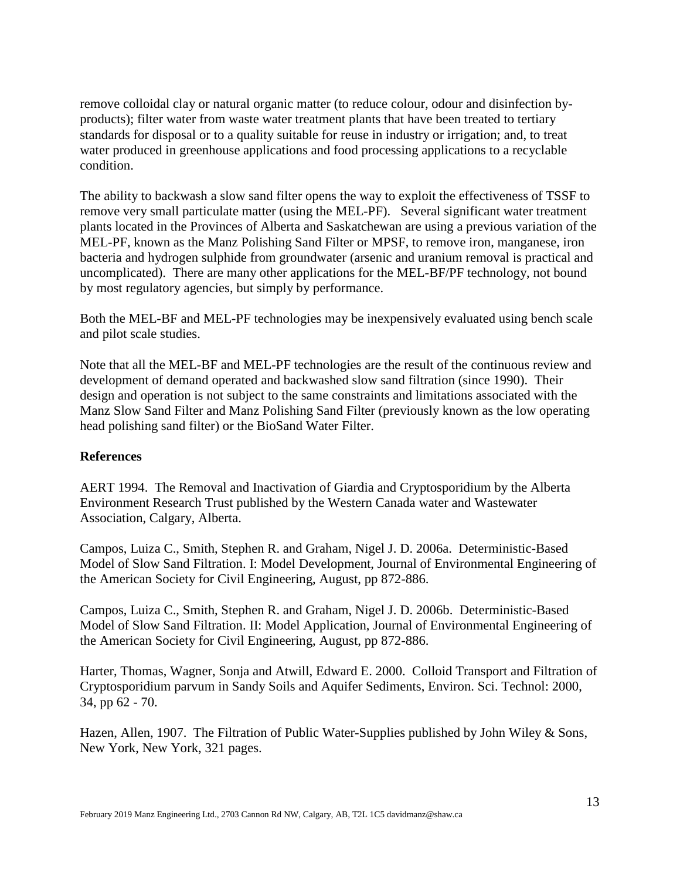remove colloidal clay or natural organic matter (to reduce colour, odour and disinfection by-products); filter water from waste water treatment plants that have been treated to tertiary standards for disposal or to a quality suitable for reuse in industry or irrigation; and, to treat water produced in greenhouse applications and food processing applications to a recyclable condition.

The ability to backwash a slow sand filter opens the way to exploit the effectiveness of TSSF to remove very small particulate matter (using the MEL-PF). Several significant water treatment plants located in the Provinces of Alberta and Saskatchewan are using a previous variation of the MEL-PF, known as the Manz Polishing Sand Filter or MPSF, to remove iron, manganese, iron bacteria and hydrogen sulphide from groundwater (arsenic and uranium removal is practical and uncomplicated). There are many other applications for the MEL-BF/PF technology, not bound by most regulatory agencies, but simply by performance.

Both the MEL-BF and MEL-PF technologies may be inexpensively evaluated using bench scale and pilot scale studies.

Note that all the MEL-BF and MEL-PF technologies are the result of the continuous review and development of demand operated and backwashed slow sand filtration (since 1990). Their design and operation is not subject to the same constraints and limitations associated with the Manz Slow Sand Filter and Manz Polishing Sand Filter (previously known as the low operating head polishing sand filter) or the BioSand Water Filter.

**References**

AERT 1994. The Removal and Inactivation of Giardia and Cryptosporidium by the Alberta Environment Research Trust published by the Western Canada water and Wastewater Association, Calgary, Alberta.

Campos, Luiza C., Smith, Stephen R. and Graham, Nigel J. D. 2006a. Deterministic-Based Model of Slow Sand Filtration. I: Model Development, Journal of Environmental Engineering of the American Society for Civil Engineering, August, pp 872-886.

Campos, Luiza C., Smith, Stephen R. and Graham, Nigel J. D. 2006b. Deterministic-Based Model of Slow Sand Filtration. II: Model Application, Journal of Environmental Engineering of the American Society for Civil Engineering, August, pp 872-886.

Harter, Thomas, Wagner, Sonja and Atwill, Edward E. 2000. Colloid Transport and Filtration of Cryptosporidium parvum in Sandy Soils and Aquifer Sediments, Environ. Sci. Technol: 2000, 34, pp 62 - 70.

Hazen, Allen, 1907. The Filtration of Public Water-Supplies published by John Wiley & Sons, New York, New York, 321 pages.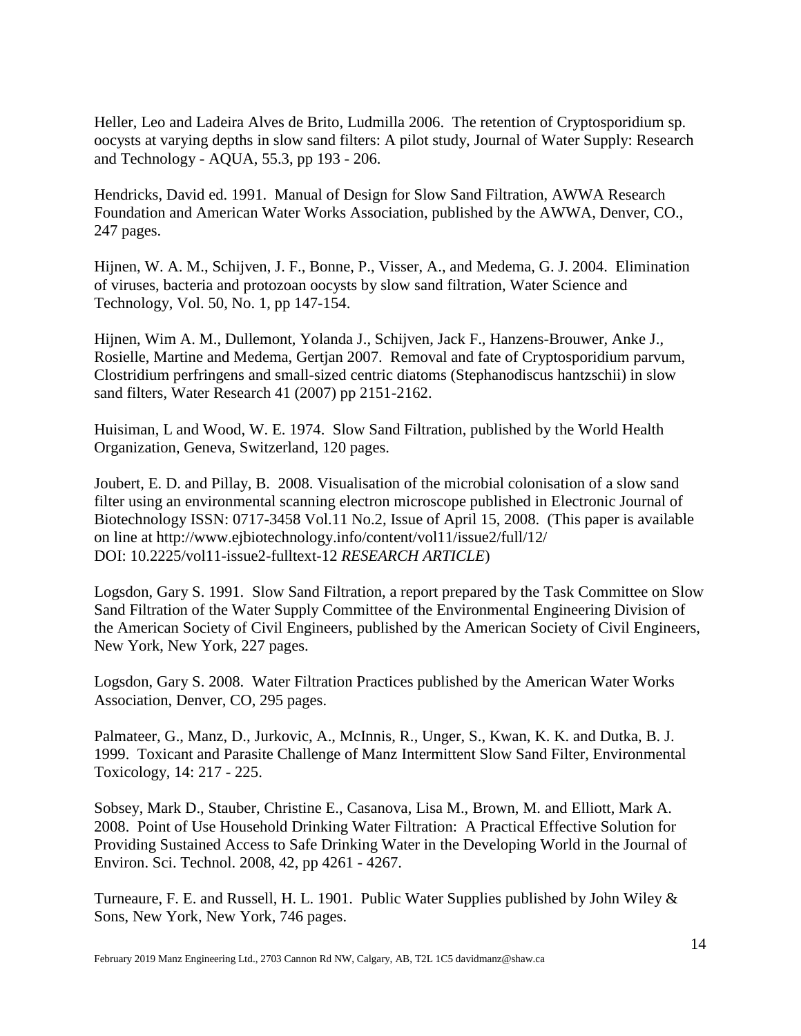Heller, Leo and Ladeira Alves de Brito, Ludmilla 2006. The retention of Cryptosporidium sp. oocysts at varying depths in slow sand filters: A pilot study, Journal of Water Supply: Research and Technology - AQUA, 55.3, pp 193 - 206.

Hendricks, David ed. 1991. Manual of Design for Slow Sand Filtration, AWWA Research Foundation and American Water Works Association, published by the AWWA, Denver, CO., 247 pages.

Hijnen, W. A. M., Schijven, J. F., Bonne, P., Visser, A., and Medema, G. J. 2004. Elimination of viruses, bacteria and protozoan oocysts by slow sand filtration, Water Science and Technology, Vol. 50, No. 1, pp 147-154.

Hijnen, Wim A. M., Dullemont, Yolanda J., Schijven, Jack F., Hanzens-Brouwer, Anke J., Rosielle, Martine and Medema, Gertjan 2007. Removal and fate of Cryptosporidium parvum, Clostridium perfringens and small-sized centric diatoms (Stephanodiscus hantzschii) in slow sand filters, Water Research 41 (2007) pp 2151-2162.

Huisiman, L and Wood, W. E. 1974. Slow Sand Filtration, published by the World Health Organization, Geneva, Switzerland, 120 pages.

Joubert, E. D. and Pillay, B. 2008. Visualisation of the microbial colonisation of a slow sand filter using an environmental scanning electron microscope published in Electronic Journal of Biotechnology ISSN: 0717-3458 Vol.11 No.2, Issue of April 15, 2008. (This paper is available on line at http://www.ejbiotechnology.info/content/vol11/issue2/full/12/ DOI: 10.2225/vol11-issue2-fulltext-12 *RESEARCH ARTICLE*)

Logsdon, Gary S. 1991. Slow Sand Filtration, a report prepared by the Task Committee on Slow Sand Filtration of the Water Supply Committee of the Environmental Engineering Division of the American Society of Civil Engineers, published by the American Society of Civil Engineers, New York, New York, 227 pages.

Logsdon, Gary S. 2008. Water Filtration Practices published by the American Water Works Association, Denver, CO, 295 pages.

Palmateer, G., Manz, D., Jurkovic, A., McInnis, R., Unger, S., Kwan, K. K. and Dutka, B. J. 1999. Toxicant and Parasite Challenge of Manz Intermittent Slow Sand Filter, Environmental Toxicology, 14: 217 - 225.

Sobsey, Mark D., Stauber, Christine E., Casanova, Lisa M., Brown, M. and Elliott, Mark A. 2008. Point of Use Household Drinking Water Filtration: A Practical Effective Solution for Providing Sustained Access to Safe Drinking Water in the Developing World in the Journal of Environ. Sci. Technol. 2008, 42, pp 4261 - 4267.

Turneaure, F. E. and Russell, H. L. 1901. Public Water Supplies published by John Wiley & Sons, New York, New York, 746 pages.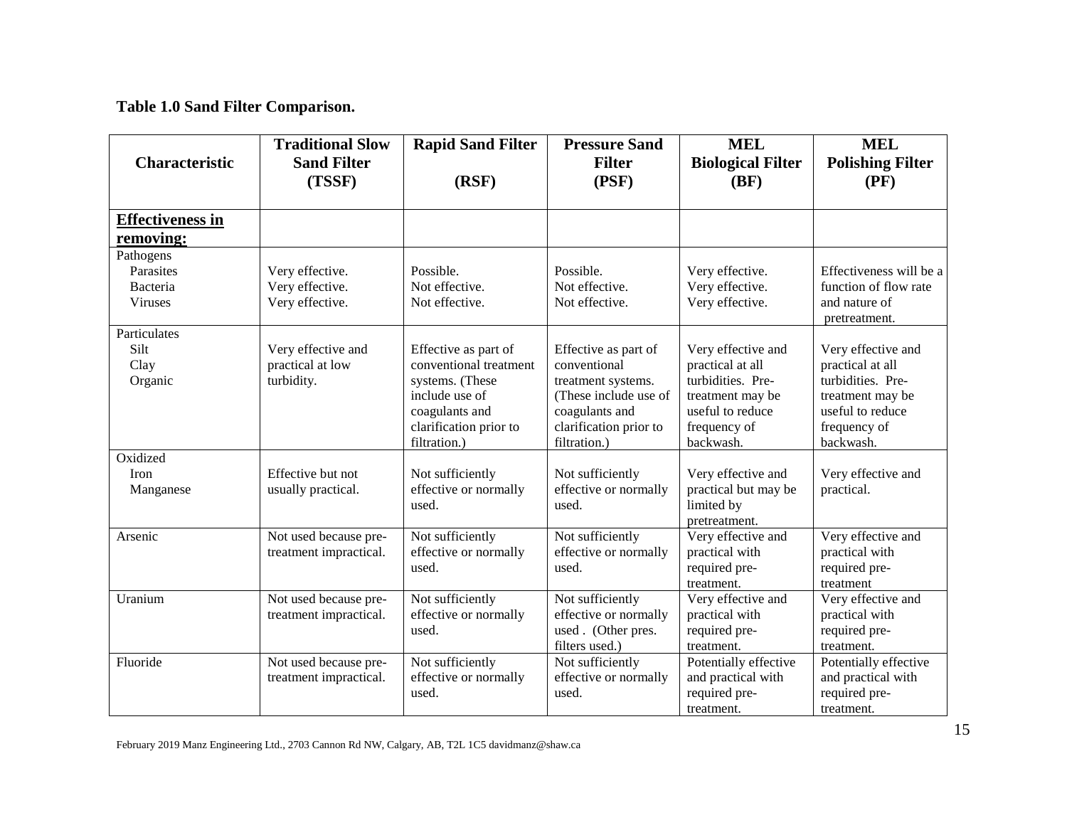**Table 1.0 Sand Filter Comparison.**

| Characteristic | Traditional Slow Sand Filter (TSSF) | Rapid Sand Filter (RSF) | Pressure Sand Filter (PSF) | MEL Biological Filter (BF) | MEL Polishing Filter (PF) |
|---|---|---|---|---|---|
| **Effectiveness in removing:** | | | | | |
| Pathogens<br>Parasites<br>Bacteria<br>Viruses | <br>Very effective.<br>Very effective.<br>Very effective. | <br>Possible.<br>Not effective.<br>Not effective. | <br>Possible.<br>Not effective.<br>Not effective. | <br>Very effective.<br>Very effective.<br>Very effective. | <br>Effectiveness will be a function of flow rate and nature of pretreatment. |
| Particulates<br>Silt<br>Clay<br>Organic | <br>Very effective and practical at low turbidity. | <br>Effective as part of conventional treatment systems. (These include use of coagulants and clarification prior to filtration.) | <br>Effective as part of conventional treatment systems. (These include use of coagulants and clarification prior to filtration.) | <br>Very effective and practical at all turbidities. Pre-treatment may be useful to reduce frequency of backwash. | <br>Very effective and practical at all turbidities. Pre-treatment may be useful to reduce frequency of backwash. |
| Oxidized<br>Iron<br>Manganese | <br>Effective but not usually practical. | <br>Not sufficiently effective or normally used. | <br>Not sufficiently effective or normally used. | <br>Very effective and practical but may be limited by pretreatment. | <br>Very effective and practical. |
| Arsenic | Not used because pre-treatment impractical. | Not sufficiently effective or normally used. | Not sufficiently effective or normally used. | Very effective and practical with required pre-treatment. | Very effective and practical with required pre-treatment |
| Uranium | Not used because pre-treatment impractical. | Not sufficiently effective or normally used. | Not sufficiently effective or normally used . (Other pres. filters used.) | Very effective and practical with required pre-treatment. | Very effective and practical with required pre-treatment. |
| Fluoride | Not used because pre-treatment impractical. | Not sufficiently effective or normally used. | Not sufficiently effective or normally used. | Potentially effective and practical with required pre-treatment. | Potentially effective and practical with required pre-treatment. |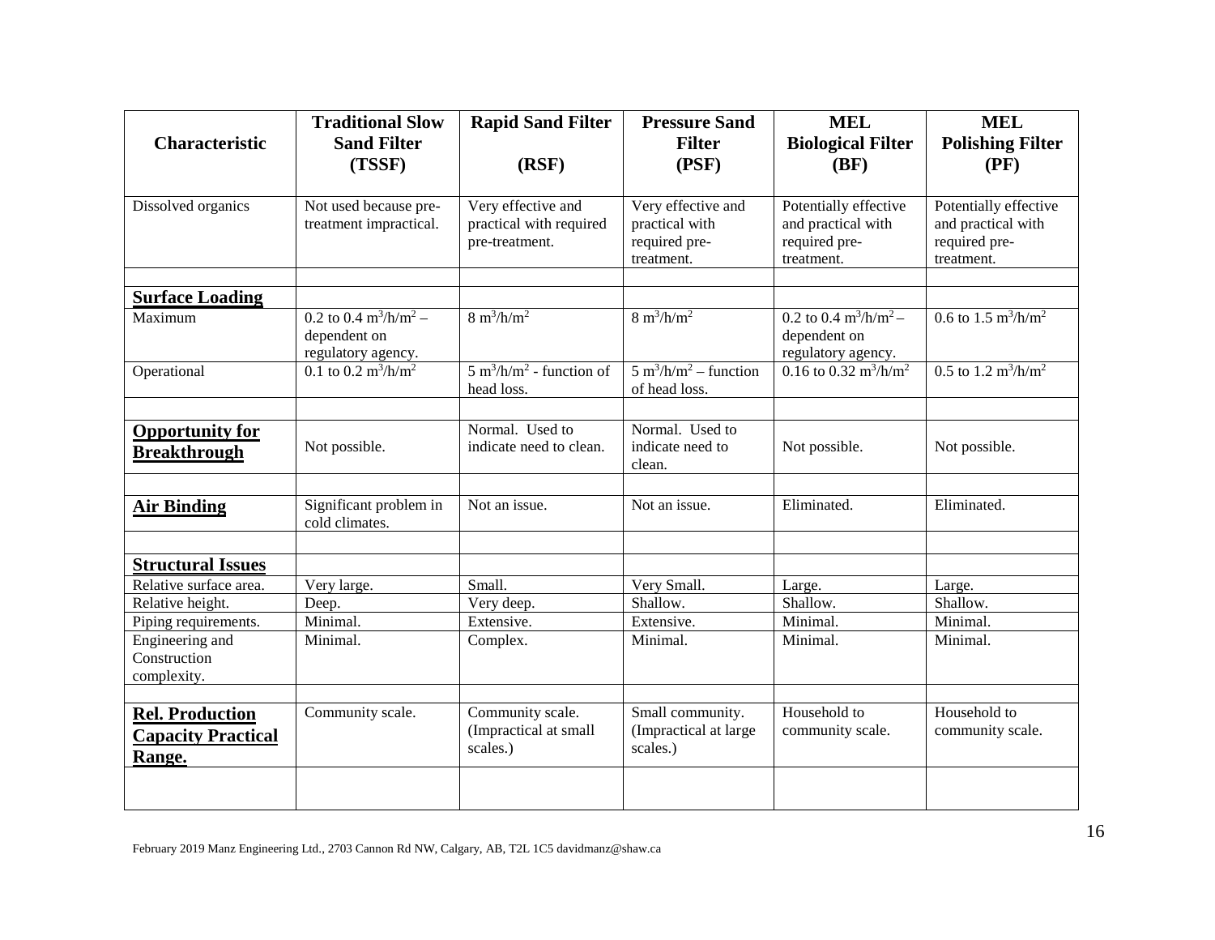| Characteristic | Traditional Slow Sand Filter (TSSF) | Rapid Sand Filter (RSF) | Pressure Sand Filter (PSF) | MEL Biological Filter (BF) | MEL Polishing Filter (PF) |
|---|---|---|---|---|---|
| Dissolved organics | Not used because pre-treatment impractical. | Very effective and practical with required pre-treatment. | Very effective and practical with required pre-treatment. | Potentially effective and practical with required pre-treatment. | Potentially effective and practical with required pre-treatment. |
| | | | | | |
| **Surface Loading** | | | | | |
| Maximum | 0.2 to 0.4 $m^3/h/m^2$ – dependent on regulatory agency. | 8 $m^3/h/m^2$ | 8 $m^3/h/m^2$ | 0.2 to 0.4 $m^3/h/m^2$ – dependent on regulatory agency. | 0.6 to 1.5 $m^3/h/m^2$ |
| Operational | 0.1 to 0.2 $m^3/h/m^2$ | 5 $m^3/h/m^2$ - function of head loss. | 5 $m^3/h/m^2$ – function of head loss. | 0.16 to 0.32 $m^3/h/m^2$ | 0.5 to 1.2 $m^3/h/m^2$ |
| | | | | | |
| **Opportunity for Breakthrough** | Not possible. | Normal. Used to indicate need to clean. | Normal. Used to indicate need to clean. | Not possible. | Not possible. |
| | | | | | |
| **Air Binding** | Significant problem in cold climates. | Not an issue. | Not an issue. | Eliminated. | Eliminated. |
| | | | | | |
| **Structural Issues** | | | | | |
| Relative surface area. | Very large. | Small. | Very Small. | Large. | Large. |
| Relative height. | Deep. | Very deep. | Shallow. | Shallow. | Shallow. |
| Piping requirements. | Minimal. | Extensive. | Extensive. | Minimal. | Minimal. |
| Engineering and Construction complexity. | Minimal. | Complex. | Minimal. | Minimal. | Minimal. |
| | | | | | |
| **Rel. Production Capacity Practical Range.** | Community scale. | Community scale. (Impractical at small scales.) | Small community. (Impractical at large scales.) | Household to community scale. | Household to community scale. |
| | | | | | |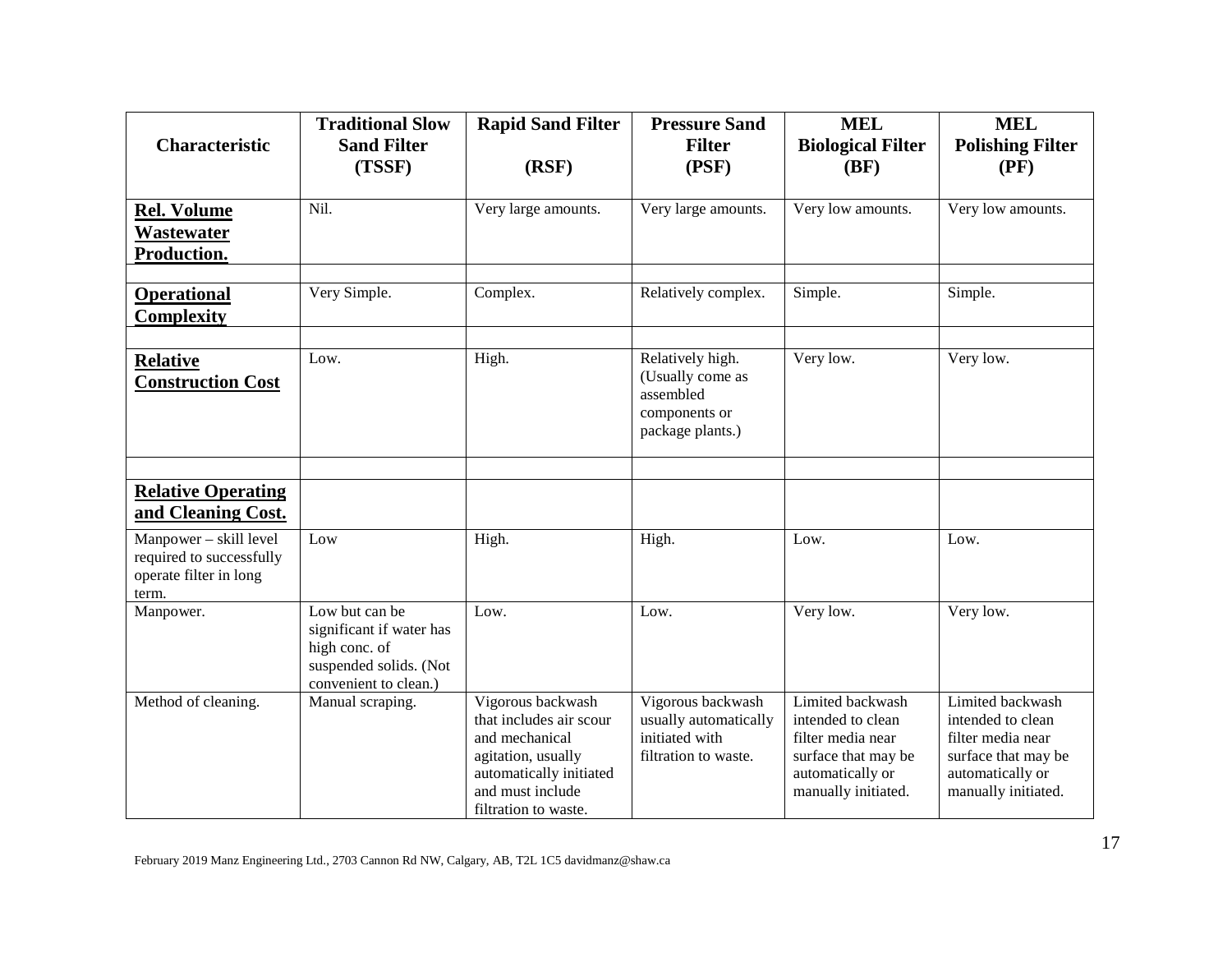| Characteristic | Traditional Slow Sand Filter (TSSF) | Rapid Sand Filter (RSF) | Pressure Sand Filter (PSF) | MEL Biological Filter (BF) | MEL Polishing Filter (PF) |
|---|---|---|---|---|---|
| **Rel. Volume Wastewater Production.** | Nil. | Very large amounts. | Very large amounts. | Very low amounts. | Very low amounts. |
| | | | | | |
| **Operational Complexity** | Very Simple. | Complex. | Relatively complex. | Simple. | Simple. |
| | | | | | |
| **Relative Construction Cost** | Low. | High. | Relatively high. (Usually come as assembled components or package plants.) | Very low. | Very low. |
| | | | | | |
| **Relative Operating and Cleaning Cost.** | | | | | |
| Manpower – skill level required to successfully operate filter in long term. | Low | High. | High. | Low. | Low. |
| Manpower. | Low but can be significant if water has high conc. of suspended solids. (Not convenient to clean.) | Low. | Low. | Very low. | Very low. |
| Method of cleaning. | Manual scraping. | Vigorous backwash that includes air scour and mechanical agitation, usually automatically initiated and must include filtration to waste. | Vigorous backwash usually automatically initiated with filtration to waste. | Limited backwash intended to clean filter media near surface that may be automatically or manually initiated. | Limited backwash intended to clean filter media near surface that may be automatically or manually initiated. |

February 2019 Manz Engineering Ltd., 2703 Cannon Rd NW, Calgary, AB, T2L 1C5 davidmanz@shaw.ca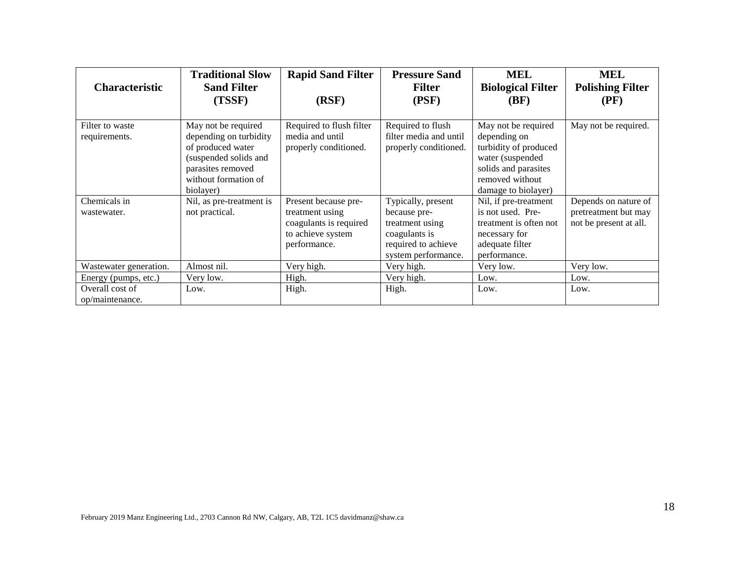| Characteristic | Traditional Slow Sand Filter (TSSF) | Rapid Sand Filter (RSF) | Pressure Sand Filter (PSF) | MEL Biological Filter (BF) | MEL Polishing Filter (PF) |
|---|---|---|---|---|---|
| Filter to waste requirements. | May not be required depending on turbidity of produced water (suspended solids and parasites removed without formation of biolayer) | Required to flush filter media and until properly conditioned. | Required to flush filter media and until properly conditioned. | May not be required depending on turbidity of produced water (suspended solids and parasites removed without damage to biolayer) | May not be required. |
| Chemicals in wastewater. | Nil, as pre-treatment is not practical. | Present because pre-treatment using coagulants is required to achieve system performance. | Typically, present because pre-treatment using coagulants is required to achieve system performance. | Nil, if pre-treatment is not used. Pre-treatment is often not necessary for adequate filter performance. | Depends on nature of pretreatment but may not be present at all. |
| Wastewater generation. | Almost nil. | Very high. | Very high. | Very low. | Very low. |
| Energy (pumps, etc.) | Very low. | High. | Very high. | Low. | Low. |
| Overall cost of op/maintenance. | Low. | High. | High. | Low. | Low. |